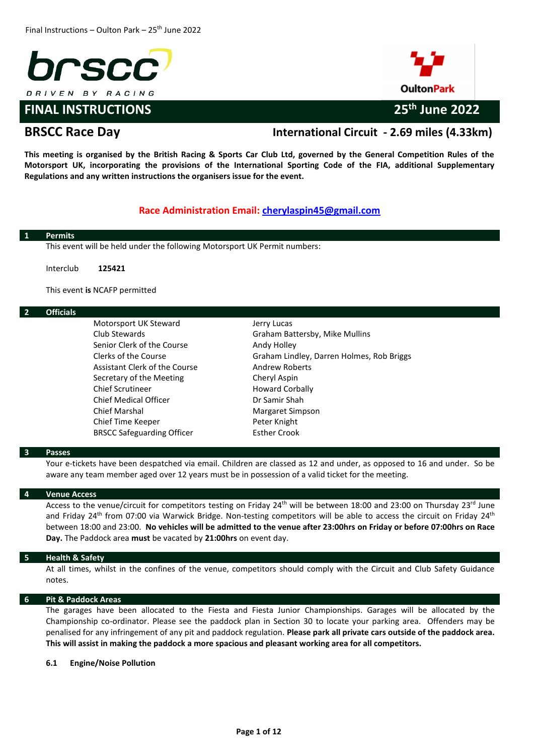Final Instructions – Oulton Park – 25th June 2022

brscc
DRIVEN BY RACING

OultonPark

# FINAL INSTRUCTIONS 25th June 2022

## BRSCC Race Day — International Circuit - 2.69 miles (4.33km)

**This meeting is organised by the British Racing & Sports Car Club Ltd, governed by the General Competition Rules of the Motorsport UK, incorporating the provisions of the International Sporting Code of the FIA, additional Supplementary Regulations and any written instructions the organisers issue for the event.**

**Race Administration Email: cherylaspin45@gmail.com**

## 1 Permits

This event will be held under the following Motorsport UK Permit numbers:

Interclub **125421**

This event **is** NCAFP permitted

## 2 Officials

| | |
|---|---|
| Motorsport UK Steward | Jerry Lucas |
| Club Stewards | Graham Battersby, Mike Mullins |
| Senior Clerk of the Course | Andy Holley |
| Clerks of the Course | Graham Lindley, Darren Holmes, Rob Briggs |
| Assistant Clerk of the Course | Andrew Roberts |
| Secretary of the Meeting | Cheryl Aspin |
| Chief Scrutineer | Howard Corbally |
| Chief Medical Officer | Dr Samir Shah |
| Chief Marshal | Margaret Simpson |
| Chief Time Keeper | Peter Knight |
| BRSCC Safeguarding Officer | Esther Crook |

## 3 Passes

Your e-tickets have been despatched via email. Children are classed as 12 and under, as opposed to 16 and under. So be aware any team member aged over 12 years must be in possession of a valid ticket for the meeting.

## 4 Venue Access

Access to the venue/circuit for competitors testing on Friday 24th will be between 18:00 and 23:00 on Thursday 23rd June and Friday 24th from 07:00 via Warwick Bridge. Non-testing competitors will be able to access the circuit on Friday 24th between 18:00 and 23:00. **No vehicles will be admitted to the venue after 23:00hrs on Friday or before 07:00hrs on Race Day.** The Paddock area **must** be vacated by **21:00hrs** on event day.

## 5 Health & Safety

At all times, whilst in the confines of the venue, competitors should comply with the Circuit and Club Safety Guidance notes.

## 6 Pit & Paddock Areas

The garages have been allocated to the Fiesta and Fiesta Junior Championships. Garages will be allocated by the Championship co-ordinator. Please see the paddock plan in Section 30 to locate your parking area. Offenders may be penalised for any infringement of any pit and paddock regulation. **Please park all private cars outside of the paddock area. This will assist in making the paddock a more spacious and pleasant working area for all competitors.**

### 6.1 Engine/Noise Pollution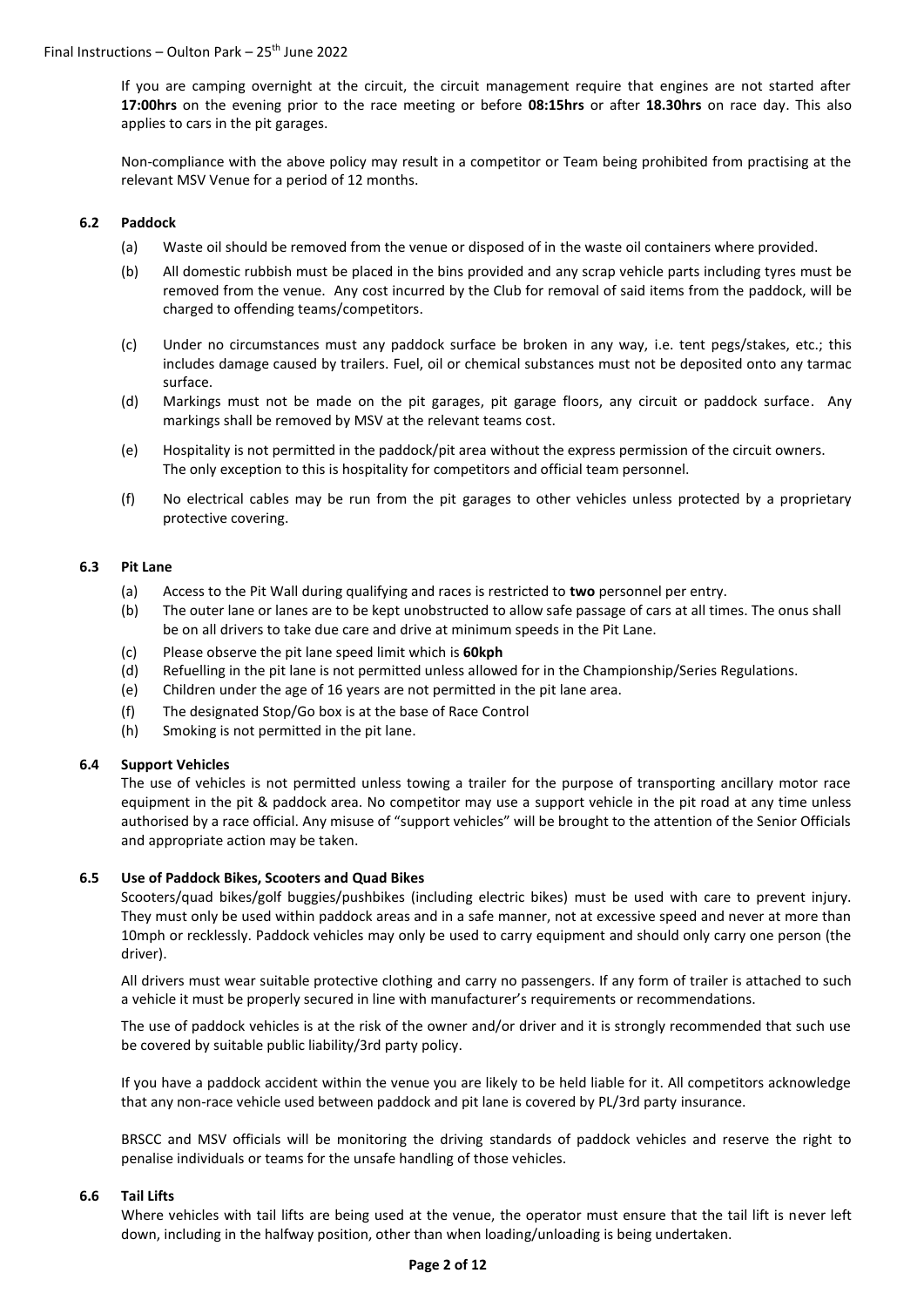If you are camping overnight at the circuit, the circuit management require that engines are not started after **17:00hrs** on the evening prior to the race meeting or before **08:15hrs** or after **18.30hrs** on race day. This also applies to cars in the pit garages.

Non-compliance with the above policy may result in a competitor or Team being prohibited from practising at the relevant MSV Venue for a period of 12 months.

### 6.2 Paddock

(a) Waste oil should be removed from the venue or disposed of in the waste oil containers where provided.

(b) All domestic rubbish must be placed in the bins provided and any scrap vehicle parts including tyres must be removed from the venue. Any cost incurred by the Club for removal of said items from the paddock, will be charged to offending teams/competitors.

(c) Under no circumstances must any paddock surface be broken in any way, i.e. tent pegs/stakes, etc.; this includes damage caused by trailers. Fuel, oil or chemical substances must not be deposited onto any tarmac surface.

(d) Markings must not be made on the pit garages, pit garage floors, any circuit or paddock surface. Any markings shall be removed by MSV at the relevant teams cost.

(e) Hospitality is not permitted in the paddock/pit area without the express permission of the circuit owners. The only exception to this is hospitality for competitors and official team personnel.

(f) No electrical cables may be run from the pit garages to other vehicles unless protected by a proprietary protective covering.

### 6.3 Pit Lane

(a) Access to the Pit Wall during qualifying and races is restricted to **two** personnel per entry.
(b) The outer lane or lanes are to be kept unobstructed to allow safe passage of cars at all times. The onus shall be on all drivers to take due care and drive at minimum speeds in the Pit Lane.
(c) Please observe the pit lane speed limit which is **60kph**
(d) Refuelling in the pit lane is not permitted unless allowed for in the Championship/Series Regulations.
(e) Children under the age of 16 years are not permitted in the pit lane area.
(f) The designated Stop/Go box is at the base of Race Control
(h) Smoking is not permitted in the pit lane.

### 6.4 Support Vehicles

The use of vehicles is not permitted unless towing a trailer for the purpose of transporting ancillary motor race equipment in the pit & paddock area. No competitor may use a support vehicle in the pit road at any time unless authorised by a race official. Any misuse of "support vehicles" will be brought to the attention of the Senior Officials and appropriate action may be taken.

### 6.5 Use of Paddock Bikes, Scooters and Quad Bikes

Scooters/quad bikes/golf buggies/pushbikes (including electric bikes) must be used with care to prevent injury. They must only be used within paddock areas and in a safe manner, not at excessive speed and never at more than 10mph or recklessly. Paddock vehicles may only be used to carry equipment and should only carry one person (the driver).

All drivers must wear suitable protective clothing and carry no passengers. If any form of trailer is attached to such a vehicle it must be properly secured in line with manufacturer's requirements or recommendations.

The use of paddock vehicles is at the risk of the owner and/or driver and it is strongly recommended that such use be covered by suitable public liability/3rd party policy.

If you have a paddock accident within the venue you are likely to be held liable for it. All competitors acknowledge that any non-race vehicle used between paddock and pit lane is covered by PL/3rd party insurance.

BRSCC and MSV officials will be monitoring the driving standards of paddock vehicles and reserve the right to penalise individuals or teams for the unsafe handling of those vehicles.

### 6.6 Tail Lifts

Where vehicles with tail lifts are being used at the venue, the operator must ensure that the tail lift is never left down, including in the halfway position, other than when loading/unloading is being undertaken.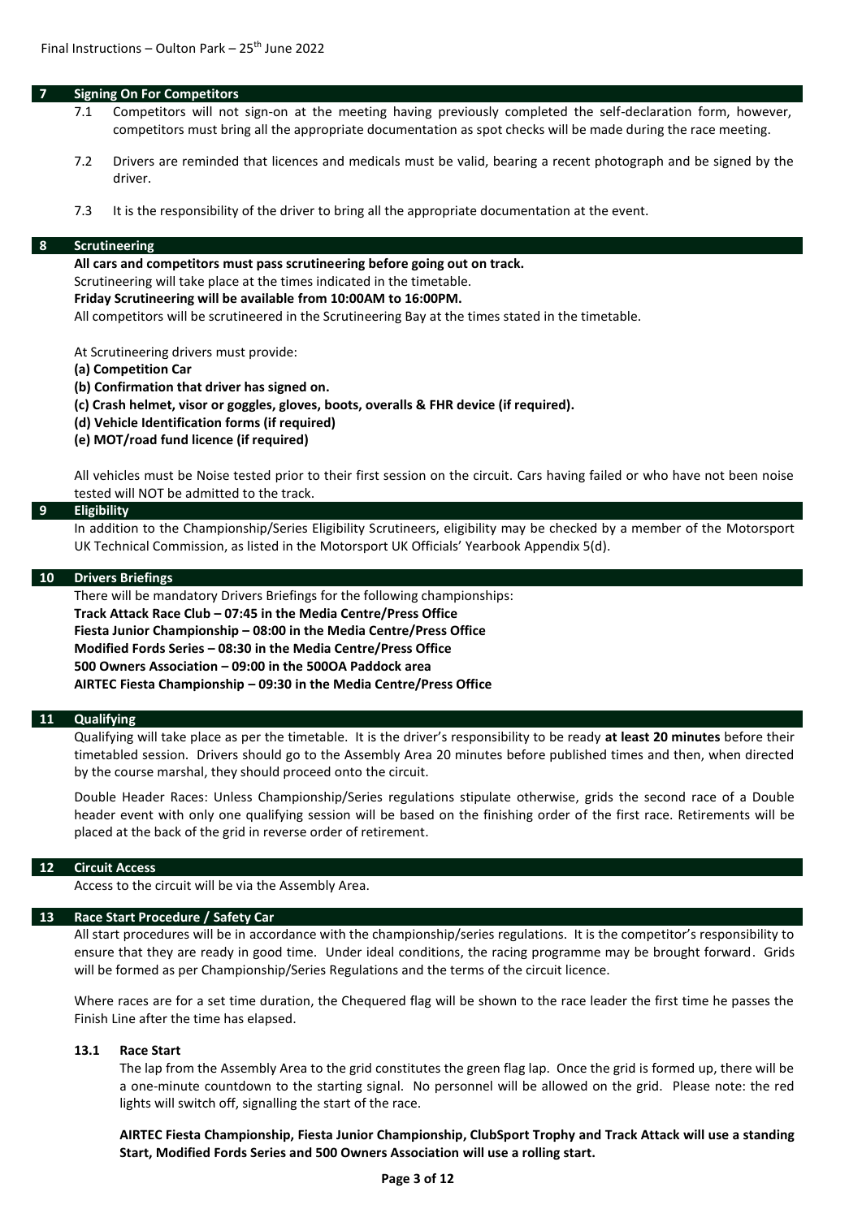## 7 Signing On For Competitors

7.1 Competitors will not sign-on at the meeting having previously completed the self-declaration form, however, competitors must bring all the appropriate documentation as spot checks will be made during the race meeting.

7.2 Drivers are reminded that licences and medicals must be valid, bearing a recent photograph and be signed by the driver.

7.3 It is the responsibility of the driver to bring all the appropriate documentation at the event.

## 8 Scrutineering

**All cars and competitors must pass scrutineering before going out on track.**
Scrutineering will take place at the times indicated in the timetable.
**Friday Scrutineering will be available from 10:00AM to 16:00PM.**
All competitors will be scrutineered in the Scrutineering Bay at the times stated in the timetable.

At Scrutineering drivers must provide:

**(a) Competition Car**
**(b) Confirmation that driver has signed on.**
**(c) Crash helmet, visor or goggles, gloves, boots, overalls & FHR device (if required).**
**(d) Vehicle Identification forms (if required)**
**(e) MOT/road fund licence (if required)**

All vehicles must be Noise tested prior to their first session on the circuit. Cars having failed or who have not been noise tested will NOT be admitted to the track.

## 9 Eligibility

In addition to the Championship/Series Eligibility Scrutineers, eligibility may be checked by a member of the Motorsport UK Technical Commission, as listed in the Motorsport UK Officials' Yearbook Appendix 5(d).

## 10 Drivers Briefings

There will be mandatory Drivers Briefings for the following championships:
**Track Attack Race Club – 07:45 in the Media Centre/Press Office**
**Fiesta Junior Championship – 08:00 in the Media Centre/Press Office**
**Modified Fords Series – 08:30 in the Media Centre/Press Office**
**500 Owners Association – 09:00 in the 500OA Paddock area**
**AIRTEC Fiesta Championship – 09:30 in the Media Centre/Press Office**

## 11 Qualifying

Qualifying will take place as per the timetable. It is the driver's responsibility to be ready **at least 20 minutes** before their timetabled session. Drivers should go to the Assembly Area 20 minutes before published times and then, when directed by the course marshal, they should proceed onto the circuit.

Double Header Races: Unless Championship/Series regulations stipulate otherwise, grids the second race of a Double header event with only one qualifying session will be based on the finishing order of the first race. Retirements will be placed at the back of the grid in reverse order of retirement.

## 12 Circuit Access

Access to the circuit will be via the Assembly Area.

## 13 Race Start Procedure / Safety Car

All start procedures will be in accordance with the championship/series regulations. It is the competitor's responsibility to ensure that they are ready in good time. Under ideal conditions, the racing programme may be brought forward. Grids will be formed as per Championship/Series Regulations and the terms of the circuit licence.

Where races are for a set time duration, the Chequered flag will be shown to the race leader the first time he passes the Finish Line after the time has elapsed.

### 13.1 Race Start

The lap from the Assembly Area to the grid constitutes the green flag lap. Once the grid is formed up, there will be a one-minute countdown to the starting signal. No personnel will be allowed on the grid. Please note: the red lights will switch off, signalling the start of the race.

**AIRTEC Fiesta Championship, Fiesta Junior Championship, ClubSport Trophy and Track Attack will use a standing Start, Modified Fords Series and 500 Owners Association will use a rolling start.**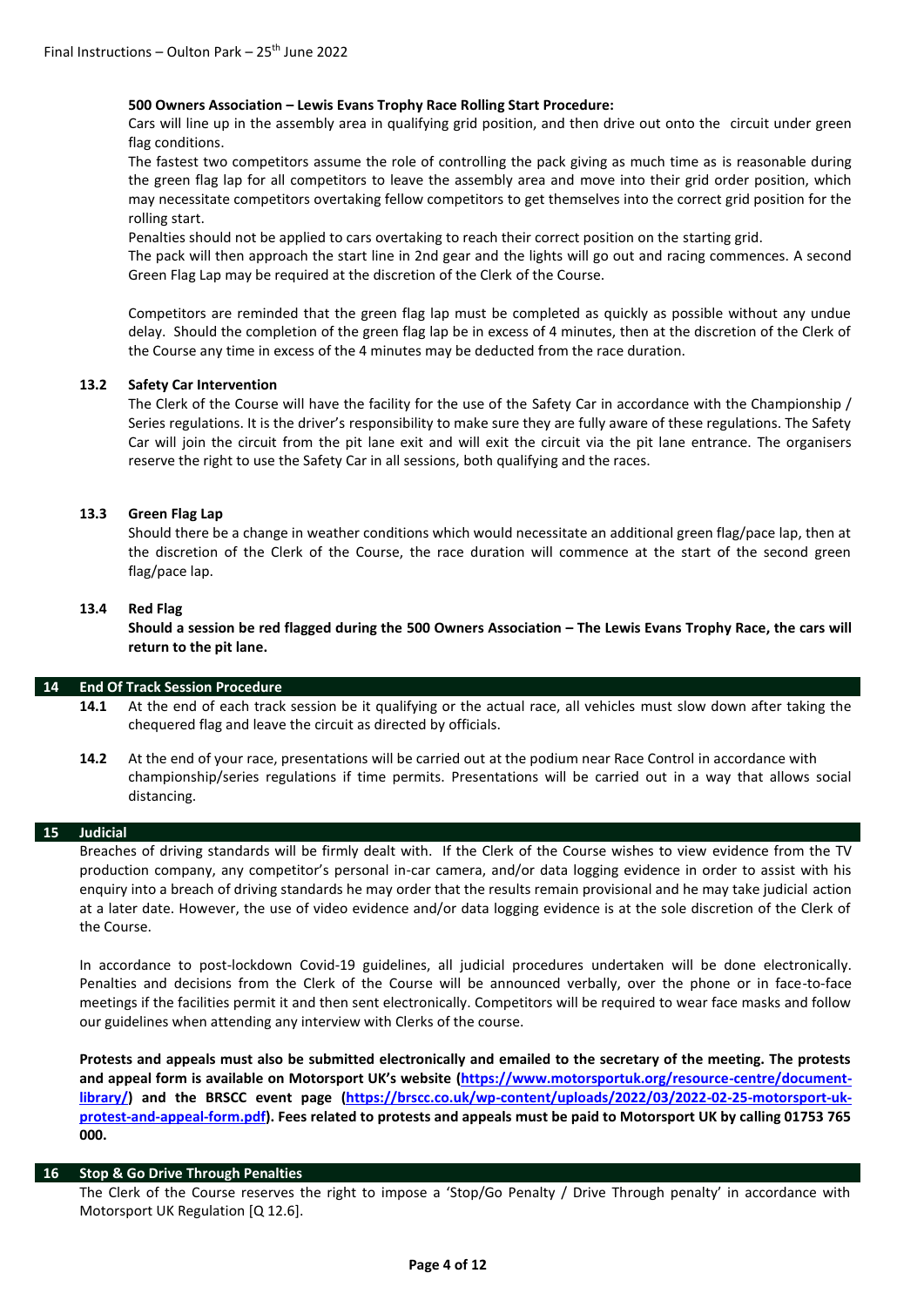**500 Owners Association – Lewis Evans Trophy Race Rolling Start Procedure:**

Cars will line up in the assembly area in qualifying grid position, and then drive out onto the circuit under green flag conditions.

The fastest two competitors assume the role of controlling the pack giving as much time as is reasonable during the green flag lap for all competitors to leave the assembly area and move into their grid order position, which may necessitate competitors overtaking fellow competitors to get themselves into the correct grid position for the rolling start.

Penalties should not be applied to cars overtaking to reach their correct position on the starting grid.

The pack will then approach the start line in 2nd gear and the lights will go out and racing commences. A second Green Flag Lap may be required at the discretion of the Clerk of the Course.

Competitors are reminded that the green flag lap must be completed as quickly as possible without any undue delay. Should the completion of the green flag lap be in excess of 4 minutes, then at the discretion of the Clerk of the Course any time in excess of the 4 minutes may be deducted from the race duration.

### 13.2 Safety Car Intervention

The Clerk of the Course will have the facility for the use of the Safety Car in accordance with the Championship / Series regulations. It is the driver's responsibility to make sure they are fully aware of these regulations. The Safety Car will join the circuit from the pit lane exit and will exit the circuit via the pit lane entrance. The organisers reserve the right to use the Safety Car in all sessions, both qualifying and the races.

### 13.3 Green Flag Lap

Should there be a change in weather conditions which would necessitate an additional green flag/pace lap, then at the discretion of the Clerk of the Course, the race duration will commence at the start of the second green flag/pace lap.

### 13.4 Red Flag

**Should a session be red flagged during the 500 Owners Association – The Lewis Evans Trophy Race, the cars will return to the pit lane.**

## 14 End Of Track Session Procedure

**14.1** At the end of each track session be it qualifying or the actual race, all vehicles must slow down after taking the chequered flag and leave the circuit as directed by officials.

**14.2** At the end of your race, presentations will be carried out at the podium near Race Control in accordance with championship/series regulations if time permits. Presentations will be carried out in a way that allows social distancing.

## 15 Judicial

Breaches of driving standards will be firmly dealt with. If the Clerk of the Course wishes to view evidence from the TV production company, any competitor's personal in-car camera, and/or data logging evidence in order to assist with his enquiry into a breach of driving standards he may order that the results remain provisional and he may take judicial action at a later date. However, the use of video evidence and/or data logging evidence is at the sole discretion of the Clerk of the Course.

In accordance to post-lockdown Covid-19 guidelines, all judicial procedures undertaken will be done electronically. Penalties and decisions from the Clerk of the Course will be announced verbally, over the phone or in face-to-face meetings if the facilities permit it and then sent electronically. Competitors will be required to wear face masks and follow our guidelines when attending any interview with Clerks of the course.

**Protests and appeals must also be submitted electronically and emailed to the secretary of the meeting. The protests and appeal form is available on Motorsport UK's website (https://www.motorsportuk.org/resource-centre/document-library/) and the BRSCC event page (https://brscc.co.uk/wp-content/uploads/2022/03/2022-02-25-motorsport-uk-protest-and-appeal-form.pdf). Fees related to protests and appeals must be paid to Motorsport UK by calling 01753 765 000.**

## 16 Stop & Go Drive Through Penalties

The Clerk of the Course reserves the right to impose a 'Stop/Go Penalty / Drive Through penalty' in accordance with Motorsport UK Regulation [Q 12.6].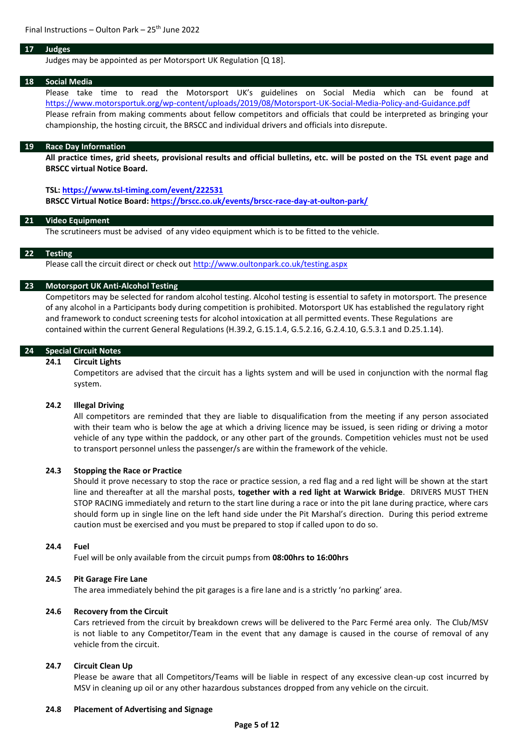## 17 Judges

Judges may be appointed as per Motorsport UK Regulation [Q 18].

## 18 Social Media

Please take time to read the Motorsport UK's guidelines on Social Media which can be found at https://www.motorsportuk.org/wp-content/uploads/2019/08/Motorsport-UK-Social-Media-Policy-and-Guidance.pdf

Please refrain from making comments about fellow competitors and officials that could be interpreted as bringing your championship, the hosting circuit, the BRSCC and individual drivers and officials into disrepute.

## 19 Race Day Information

**All practice times, grid sheets, provisional results and official bulletins, etc. will be posted on the TSL event page and BRSCC virtual Notice Board.**

**TSL: https://www.tsl-timing.com/event/222531**

**BRSCC Virtual Notice Board: https://brscc.co.uk/events/brscc-race-day-at-oulton-park/**

## 21 Video Equipment

The scrutineers must be advised of any video equipment which is to be fitted to the vehicle.

## 22 Testing

Please call the circuit direct or check out http://www.oultonpark.co.uk/testing.aspx

## 23 Motorsport UK Anti-Alcohol Testing

Competitors may be selected for random alcohol testing. Alcohol testing is essential to safety in motorsport. The presence of any alcohol in a Participants body during competition is prohibited. Motorsport UK has established the regulatory right and framework to conduct screening tests for alcohol intoxication at all permitted events. These Regulations are contained within the current General Regulations (H.39.2, G.15.1.4, G.5.2.16, G.2.4.10, G.5.3.1 and D.25.1.14).

## 24 Special Circuit Notes

### 24.1 Circuit Lights

Competitors are advised that the circuit has a lights system and will be used in conjunction with the normal flag system.

### 24.2 Illegal Driving

All competitors are reminded that they are liable to disqualification from the meeting if any person associated with their team who is below the age at which a driving licence may be issued, is seen riding or driving a motor vehicle of any type within the paddock, or any other part of the grounds. Competition vehicles must not be used to transport personnel unless the passenger/s are within the framework of the vehicle.

### 24.3 Stopping the Race or Practice

Should it prove necessary to stop the race or practice session, a red flag and a red light will be shown at the start line and thereafter at all the marshal posts, **together with a red light at Warwick Bridge**. DRIVERS MUST THEN STOP RACING immediately and return to the start line during a race or into the pit lane during practice, where cars should form up in single line on the left hand side under the Pit Marshal's direction. During this period extreme caution must be exercised and you must be prepared to stop if called upon to do so.

### 24.4 Fuel

Fuel will be only available from the circuit pumps from **08:00hrs to 16:00hrs**

### 24.5 Pit Garage Fire Lane

The area immediately behind the pit garages is a fire lane and is a strictly 'no parking' area.

### 24.6 Recovery from the Circuit

Cars retrieved from the circuit by breakdown crews will be delivered to the Parc Fermé area only. The Club/MSV is not liable to any Competitor/Team in the event that any damage is caused in the course of removal of any vehicle from the circuit.

### 24.7 Circuit Clean Up

Please be aware that all Competitors/Teams will be liable in respect of any excessive clean-up cost incurred by MSV in cleaning up oil or any other hazardous substances dropped from any vehicle on the circuit.

### 24.8 Placement of Advertising and Signage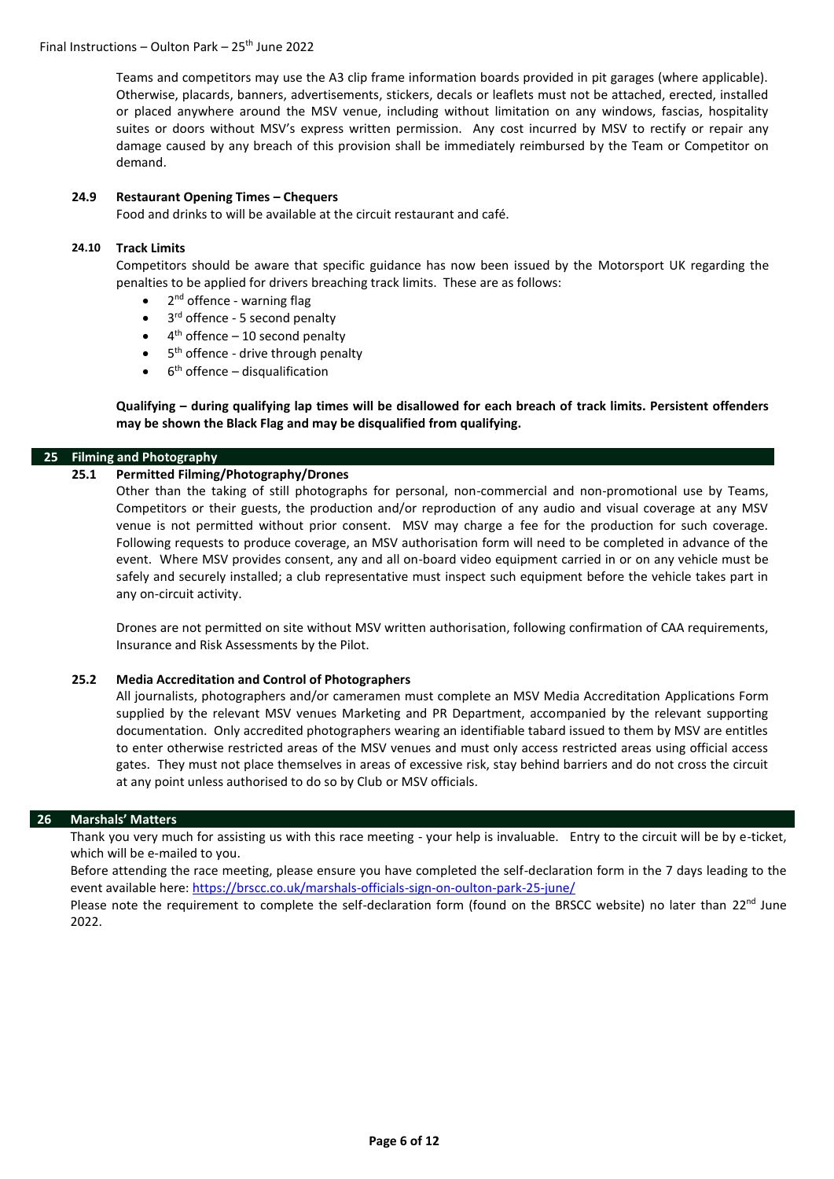Teams and competitors may use the A3 clip frame information boards provided in pit garages (where applicable). Otherwise, placards, banners, advertisements, stickers, decals or leaflets must not be attached, erected, installed or placed anywhere around the MSV venue, including without limitation on any windows, fascias, hospitality suites or doors without MSV's express written permission. Any cost incurred by MSV to rectify or repair any damage caused by any breach of this provision shall be immediately reimbursed by the Team or Competitor on demand.

### 24.9 Restaurant Opening Times – Chequers

Food and drinks to will be available at the circuit restaurant and café.

### 24.10 Track Limits

Competitors should be aware that specific guidance has now been issued by the Motorsport UK regarding the penalties to be applied for drivers breaching track limits. These are as follows:

- 2nd offence - warning flag
- 3rd offence - 5 second penalty
- 4th offence – 10 second penalty
- 5th offence - drive through penalty
- 6th offence – disqualification

**Qualifying – during qualifying lap times will be disallowed for each breach of track limits. Persistent offenders may be shown the Black Flag and may be disqualified from qualifying.**

## 25 Filming and Photography

### 25.1 Permitted Filming/Photography/Drones

Other than the taking of still photographs for personal, non-commercial and non-promotional use by Teams, Competitors or their guests, the production and/or reproduction of any audio and visual coverage at any MSV venue is not permitted without prior consent. MSV may charge a fee for the production for such coverage. Following requests to produce coverage, an MSV authorisation form will need to be completed in advance of the event. Where MSV provides consent, any and all on-board video equipment carried in or on any vehicle must be safely and securely installed; a club representative must inspect such equipment before the vehicle takes part in any on-circuit activity.

Drones are not permitted on site without MSV written authorisation, following confirmation of CAA requirements, Insurance and Risk Assessments by the Pilot.

### 25.2 Media Accreditation and Control of Photographers

All journalists, photographers and/or cameramen must complete an MSV Media Accreditation Applications Form supplied by the relevant MSV venues Marketing and PR Department, accompanied by the relevant supporting documentation. Only accredited photographers wearing an identifiable tabard issued to them by MSV are entitles to enter otherwise restricted areas of the MSV venues and must only access restricted areas using official access gates. They must not place themselves in areas of excessive risk, stay behind barriers and do not cross the circuit at any point unless authorised to do so by Club or MSV officials.

## 26 Marshals' Matters

Thank you very much for assisting us with this race meeting - your help is invaluable. Entry to the circuit will be by e-ticket, which will be e-mailed to you.

Before attending the race meeting, please ensure you have completed the self-declaration form in the 7 days leading to the event available here: https://brscc.co.uk/marshals-officials-sign-on-oulton-park-25-june/

Please note the requirement to complete the self-declaration form (found on the BRSCC website) no later than 22nd June 2022.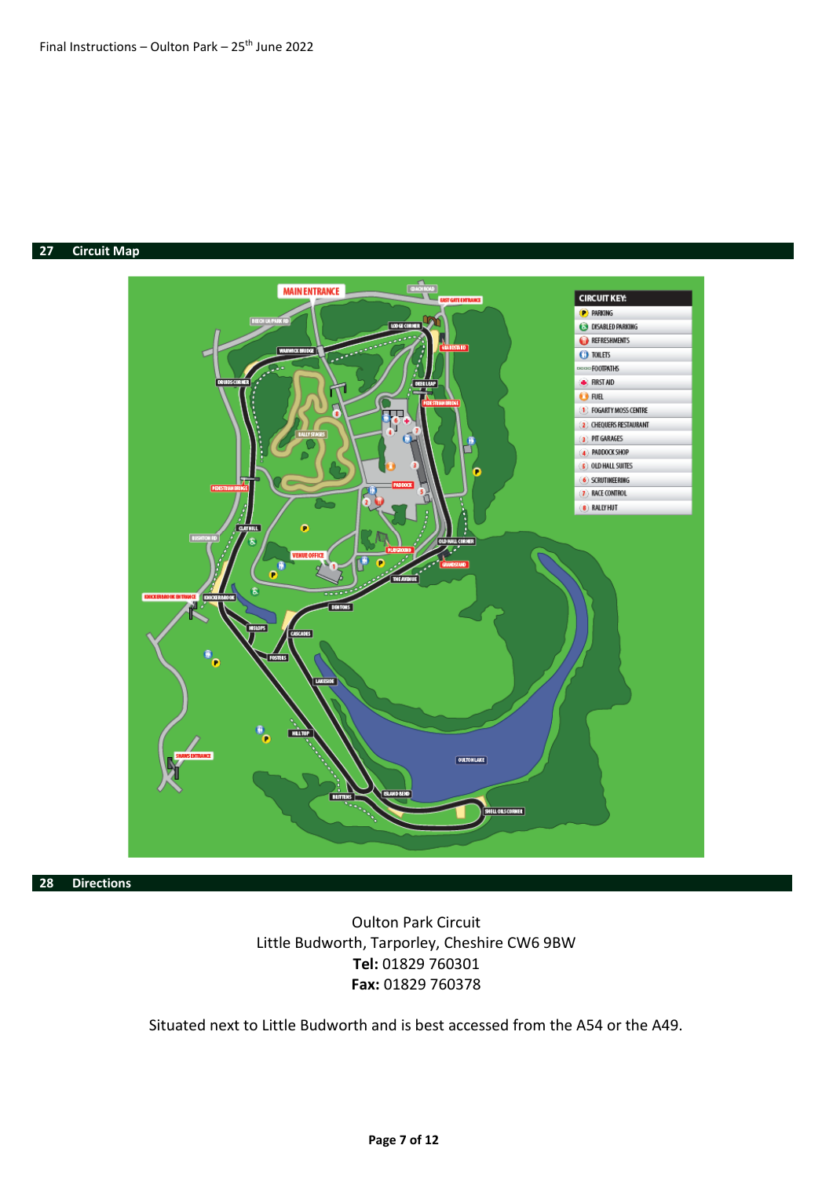## 27 Circuit Map

## 28 Directions

Oulton Park Circuit
Little Budworth, Tarporley, Cheshire CW6 9BW
**Tel:** 01829 760301
**Fax:** 01829 760378

Situated next to Little Budworth and is best accessed from the A54 or the A49.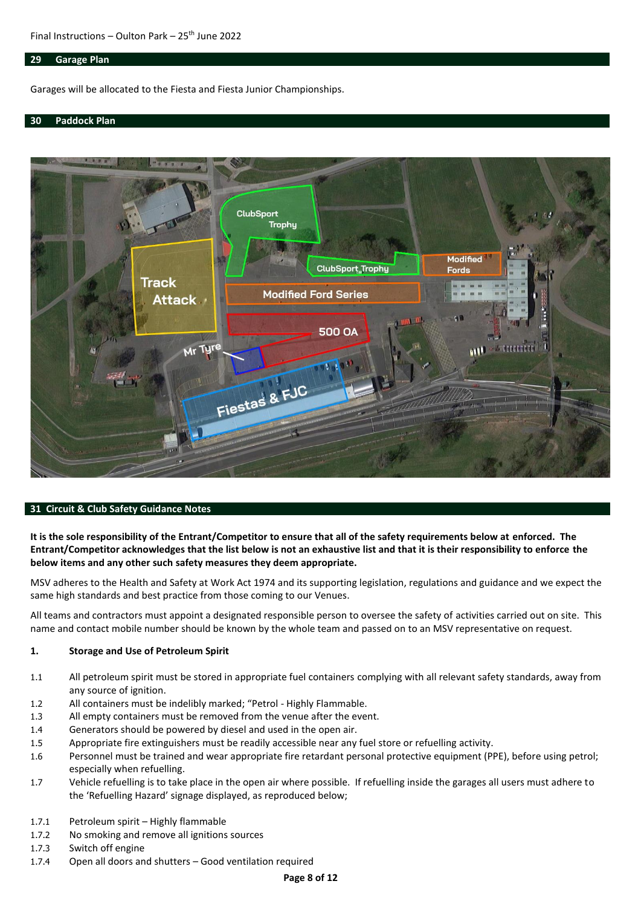## 29 Garage Plan

Garages will be allocated to the Fiesta and Fiesta Junior Championships.

## 30 Paddock Plan

## 31 Circuit & Club Safety Guidance Notes

**It is the sole responsibility of the Entrant/Competitor to ensure that all of the safety requirements below at enforced. The Entrant/Competitor acknowledges that the list below is not an exhaustive list and that it is their responsibility to enforce the below items and any other such safety measures they deem appropriate.**

MSV adheres to the Health and Safety at Work Act 1974 and its supporting legislation, regulations and guidance and we expect the same high standards and best practice from those coming to our Venues.

All teams and contractors must appoint a designated responsible person to oversee the safety of activities carried out on site. This name and contact mobile number should be known by the whole team and passed on to an MSV representative on request.

### 1. Storage and Use of Petroleum Spirit

1.1 All petroleum spirit must be stored in appropriate fuel containers complying with all relevant safety standards, away from any source of ignition.

1.2 All containers must be indelibly marked; "Petrol - Highly Flammable.

1.3 All empty containers must be removed from the venue after the event.

1.4 Generators should be powered by diesel and used in the open air.

1.5 Appropriate fire extinguishers must be readily accessible near any fuel store or refuelling activity.

1.6 Personnel must be trained and wear appropriate fire retardant personal protective equipment (PPE), before using petrol; especially when refuelling.

1.7 Vehicle refuelling is to take place in the open air where possible. If refuelling inside the garages all users must adhere to the 'Refuelling Hazard' signage displayed, as reproduced below;

1.7.1 Petroleum spirit – Highly flammable

1.7.2 No smoking and remove all ignitions sources

1.7.3 Switch off engine

1.7.4 Open all doors and shutters – Good ventilation required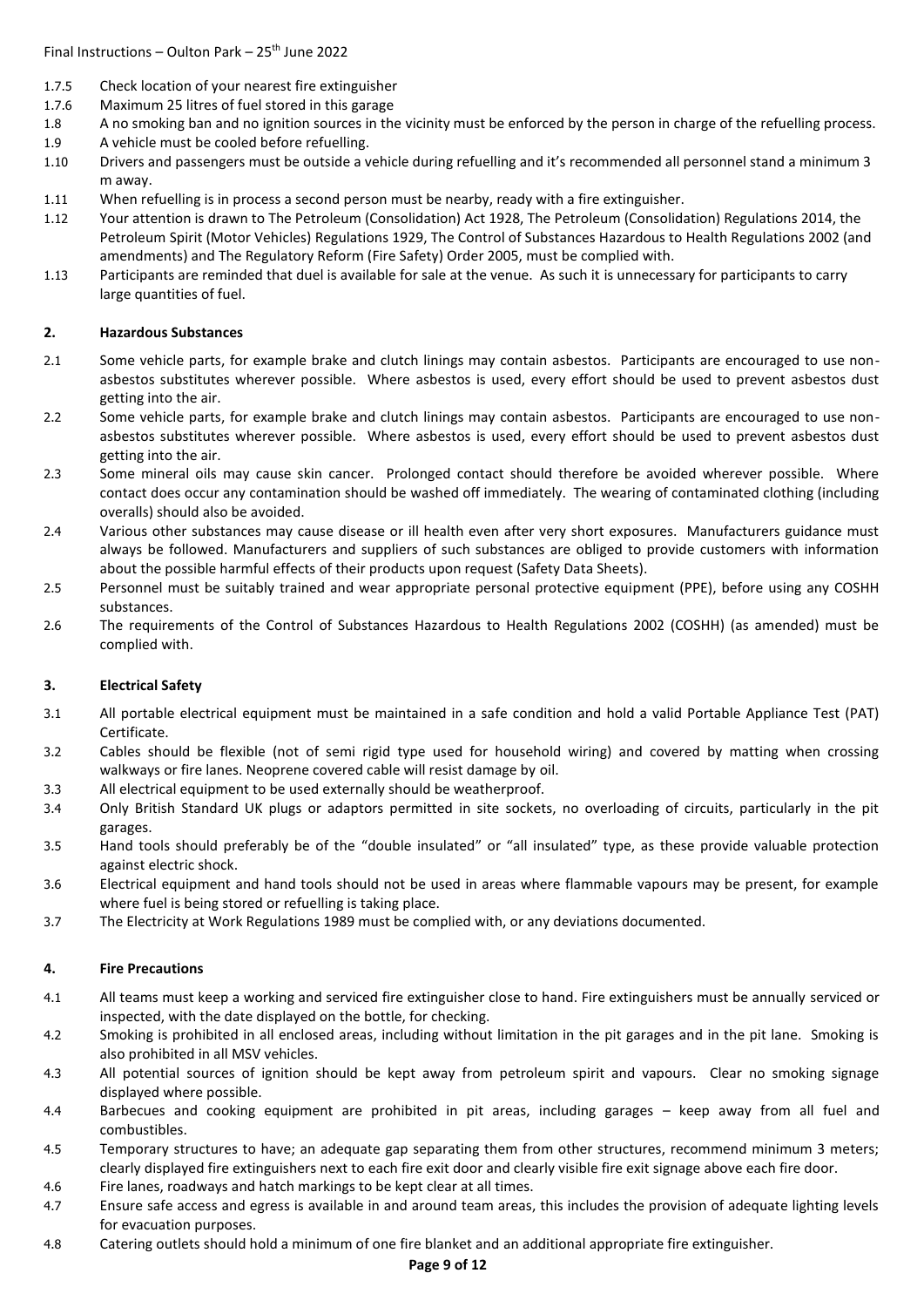1.7.5 Check location of your nearest fire extinguisher

1.7.6 Maximum 25 litres of fuel stored in this garage

1.8 A no smoking ban and no ignition sources in the vicinity must be enforced by the person in charge of the refuelling process.

1.9 A vehicle must be cooled before refuelling.

1.10 Drivers and passengers must be outside a vehicle during refuelling and it's recommended all personnel stand a minimum 3 m away.

1.11 When refuelling is in process a second person must be nearby, ready with a fire extinguisher.

1.12 Your attention is drawn to The Petroleum (Consolidation) Act 1928, The Petroleum (Consolidation) Regulations 2014, the Petroleum Spirit (Motor Vehicles) Regulations 1929, The Control of Substances Hazardous to Health Regulations 2002 (and amendments) and The Regulatory Reform (Fire Safety) Order 2005, must be complied with.

1.13 Participants are reminded that duel is available for sale at the venue. As such it is unnecessary for participants to carry large quantities of fuel.

## 2. Hazardous Substances

2.1 Some vehicle parts, for example brake and clutch linings may contain asbestos. Participants are encouraged to use non-asbestos substitutes wherever possible. Where asbestos is used, every effort should be used to prevent asbestos dust getting into the air.

2.2 Some vehicle parts, for example brake and clutch linings may contain asbestos. Participants are encouraged to use non-asbestos substitutes wherever possible. Where asbestos is used, every effort should be used to prevent asbestos dust getting into the air.

2.3 Some mineral oils may cause skin cancer. Prolonged contact should therefore be avoided wherever possible. Where contact does occur any contamination should be washed off immediately. The wearing of contaminated clothing (including overalls) should also be avoided.

2.4 Various other substances may cause disease or ill health even after very short exposures. Manufacturers guidance must always be followed. Manufacturers and suppliers of such substances are obliged to provide customers with information about the possible harmful effects of their products upon request (Safety Data Sheets).

2.5 Personnel must be suitably trained and wear appropriate personal protective equipment (PPE), before using any COSHH substances.

2.6 The requirements of the Control of Substances Hazardous to Health Regulations 2002 (COSHH) (as amended) must be complied with.

## 3. Electrical Safety

3.1 All portable electrical equipment must be maintained in a safe condition and hold a valid Portable Appliance Test (PAT) Certificate.

3.2 Cables should be flexible (not of semi rigid type used for household wiring) and covered by matting when crossing walkways or fire lanes. Neoprene covered cable will resist damage by oil.

3.3 All electrical equipment to be used externally should be weatherproof.

3.4 Only British Standard UK plugs or adaptors permitted in site sockets, no overloading of circuits, particularly in the pit garages.

3.5 Hand tools should preferably be of the "double insulated" or "all insulated" type, as these provide valuable protection against electric shock.

3.6 Electrical equipment and hand tools should not be used in areas where flammable vapours may be present, for example where fuel is being stored or refuelling is taking place.

3.7 The Electricity at Work Regulations 1989 must be complied with, or any deviations documented.

## 4. Fire Precautions

4.1 All teams must keep a working and serviced fire extinguisher close to hand. Fire extinguishers must be annually serviced or inspected, with the date displayed on the bottle, for checking.

4.2 Smoking is prohibited in all enclosed areas, including without limitation in the pit garages and in the pit lane. Smoking is also prohibited in all MSV vehicles.

4.3 All potential sources of ignition should be kept away from petroleum spirit and vapours. Clear no smoking signage displayed where possible.

4.4 Barbecues and cooking equipment are prohibited in pit areas, including garages – keep away from all fuel and combustibles.

4.5 Temporary structures to have; an adequate gap separating them from other structures, recommend minimum 3 meters; clearly displayed fire extinguishers next to each fire exit door and clearly visible fire exit signage above each fire door.

4.6 Fire lanes, roadways and hatch markings to be kept clear at all times.

4.7 Ensure safe access and egress is available in and around team areas, this includes the provision of adequate lighting levels for evacuation purposes.

4.8 Catering outlets should hold a minimum of one fire blanket and an additional appropriate fire extinguisher.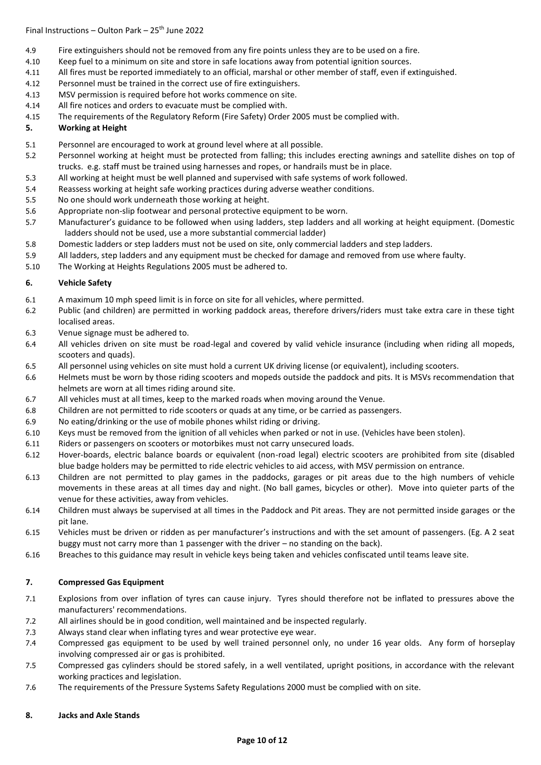4.9 Fire extinguishers should not be removed from any fire points unless they are to be used on a fire.
4.10 Keep fuel to a minimum on site and store in safe locations away from potential ignition sources.
4.11 All fires must be reported immediately to an official, marshal or other member of staff, even if extinguished.
4.12 Personnel must be trained in the correct use of fire extinguishers.
4.13 MSV permission is required before hot works commence on site.
4.14 All fire notices and orders to evacuate must be complied with.
4.15 The requirements of the Regulatory Reform (Fire Safety) Order 2005 must be complied with.

## 5. Working at Height

5.1 Personnel are encouraged to work at ground level where at all possible.
5.2 Personnel working at height must be protected from falling; this includes erecting awnings and satellite dishes on top of trucks. e.g. staff must be trained using harnesses and ropes, or handrails must be in place.
5.3 All working at height must be well planned and supervised with safe systems of work followed.
5.4 Reassess working at height safe working practices during adverse weather conditions.
5.5 No one should work underneath those working at height.
5.6 Appropriate non-slip footwear and personal protective equipment to be worn.
5.7 Manufacturer's guidance to be followed when using ladders, step ladders and all working at height equipment. (Domestic ladders should not be used, use a more substantial commercial ladder)
5.8 Domestic ladders or step ladders must not be used on site, only commercial ladders and step ladders.
5.9 All ladders, step ladders and any equipment must be checked for damage and removed from use where faulty.
5.10 The Working at Heights Regulations 2005 must be adhered to.

## 6. Vehicle Safety

6.1 A maximum 10 mph speed limit is in force on site for all vehicles, where permitted.
6.2 Public (and children) are permitted in working paddock areas, therefore drivers/riders must take extra care in these tight localised areas.
6.3 Venue signage must be adhered to.
6.4 All vehicles driven on site must be road-legal and covered by valid vehicle insurance (including when riding all mopeds, scooters and quads).
6.5 All personnel using vehicles on site must hold a current UK driving license (or equivalent), including scooters.
6.6 Helmets must be worn by those riding scooters and mopeds outside the paddock and pits. It is MSVs recommendation that helmets are worn at all times riding around site.
6.7 All vehicles must at all times, keep to the marked roads when moving around the Venue.
6.8 Children are not permitted to ride scooters or quads at any time, or be carried as passengers.
6.9 No eating/drinking or the use of mobile phones whilst riding or driving.
6.10 Keys must be removed from the ignition of all vehicles when parked or not in use. (Vehicles have been stolen).
6.11 Riders or passengers on scooters or motorbikes must not carry unsecured loads.
6.12 Hover-boards, electric balance boards or equivalent (non-road legal) electric scooters are prohibited from site (disabled blue badge holders may be permitted to ride electric vehicles to aid access, with MSV permission on entrance.
6.13 Children are not permitted to play games in the paddocks, garages or pit areas due to the high numbers of vehicle movements in these areas at all times day and night. (No ball games, bicycles or other). Move into quieter parts of the venue for these activities, away from vehicles.
6.14 Children must always be supervised at all times in the Paddock and Pit areas. They are not permitted inside garages or the pit lane.
6.15 Vehicles must be driven or ridden as per manufacturer's instructions and with the set amount of passengers. (Eg. A 2 seat buggy must not carry more than 1 passenger with the driver – no standing on the back).
6.16 Breaches to this guidance may result in vehicle keys being taken and vehicles confiscated until teams leave site.

## 7. Compressed Gas Equipment

7.1 Explosions from over inflation of tyres can cause injury. Tyres should therefore not be inflated to pressures above the manufacturers' recommendations.
7.2 All airlines should be in good condition, well maintained and be inspected regularly.
7.3 Always stand clear when inflating tyres and wear protective eye wear.
7.4 Compressed gas equipment to be used by well trained personnel only, no under 16 year olds. Any form of horseplay involving compressed air or gas is prohibited.
7.5 Compressed gas cylinders should be stored safely, in a well ventilated, upright positions, in accordance with the relevant working practices and legislation.
7.6 The requirements of the Pressure Systems Safety Regulations 2000 must be complied with on site.

## 8. Jacks and Axle Stands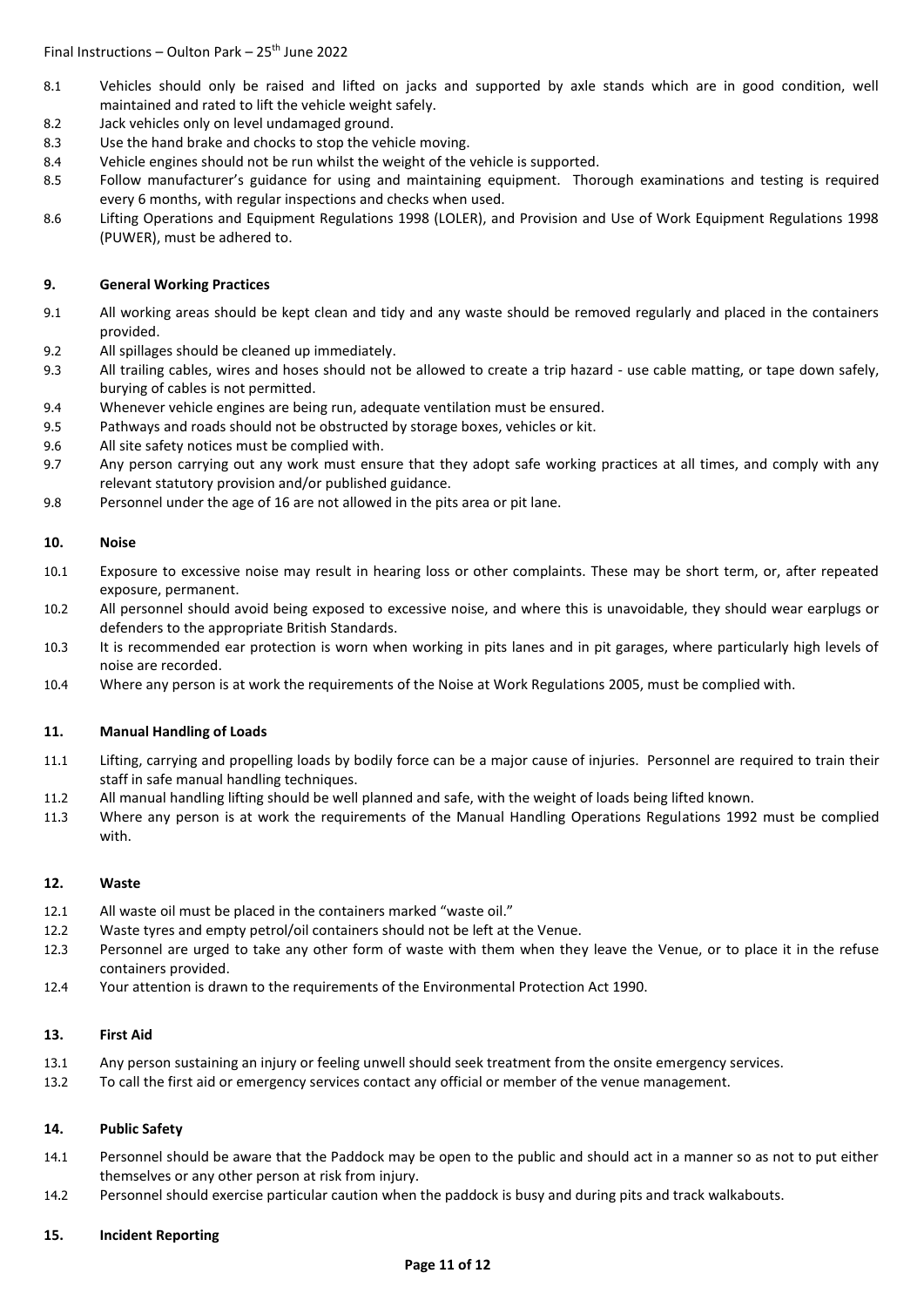8.1 Vehicles should only be raised and lifted on jacks and supported by axle stands which are in good condition, well maintained and rated to lift the vehicle weight safely.

8.2 Jack vehicles only on level undamaged ground.

8.3 Use the hand brake and chocks to stop the vehicle moving.

8.4 Vehicle engines should not be run whilst the weight of the vehicle is supported.

8.5 Follow manufacturer's guidance for using and maintaining equipment. Thorough examinations and testing is required every 6 months, with regular inspections and checks when used.

8.6 Lifting Operations and Equipment Regulations 1998 (LOLER), and Provision and Use of Work Equipment Regulations 1998 (PUWER), must be adhered to.

## 9. General Working Practices

9.1 All working areas should be kept clean and tidy and any waste should be removed regularly and placed in the containers provided.

9.2 All spillages should be cleaned up immediately.

9.3 All trailing cables, wires and hoses should not be allowed to create a trip hazard - use cable matting, or tape down safely, burying of cables is not permitted.

9.4 Whenever vehicle engines are being run, adequate ventilation must be ensured.

9.5 Pathways and roads should not be obstructed by storage boxes, vehicles or kit.

9.6 All site safety notices must be complied with.

9.7 Any person carrying out any work must ensure that they adopt safe working practices at all times, and comply with any relevant statutory provision and/or published guidance.

9.8 Personnel under the age of 16 are not allowed in the pits area or pit lane.

## 10. Noise

10.1 Exposure to excessive noise may result in hearing loss or other complaints. These may be short term, or, after repeated exposure, permanent.

10.2 All personnel should avoid being exposed to excessive noise, and where this is unavoidable, they should wear earplugs or defenders to the appropriate British Standards.

10.3 It is recommended ear protection is worn when working in pits lanes and in pit garages, where particularly high levels of noise are recorded.

10.4 Where any person is at work the requirements of the Noise at Work Regulations 2005, must be complied with.

## 11. Manual Handling of Loads

11.1 Lifting, carrying and propelling loads by bodily force can be a major cause of injuries. Personnel are required to train their staff in safe manual handling techniques.

11.2 All manual handling lifting should be well planned and safe, with the weight of loads being lifted known.

11.3 Where any person is at work the requirements of the Manual Handling Operations Regulations 1992 must be complied with.

## 12. Waste

12.1 All waste oil must be placed in the containers marked "waste oil."

12.2 Waste tyres and empty petrol/oil containers should not be left at the Venue.

12.3 Personnel are urged to take any other form of waste with them when they leave the Venue, or to place it in the refuse containers provided.

12.4 Your attention is drawn to the requirements of the Environmental Protection Act 1990.

## 13. First Aid

13.1 Any person sustaining an injury or feeling unwell should seek treatment from the onsite emergency services.

13.2 To call the first aid or emergency services contact any official or member of the venue management.

## 14. Public Safety

14.1 Personnel should be aware that the Paddock may be open to the public and should act in a manner so as not to put either themselves or any other person at risk from injury.

14.2 Personnel should exercise particular caution when the paddock is busy and during pits and track walkabouts.

## 15. Incident Reporting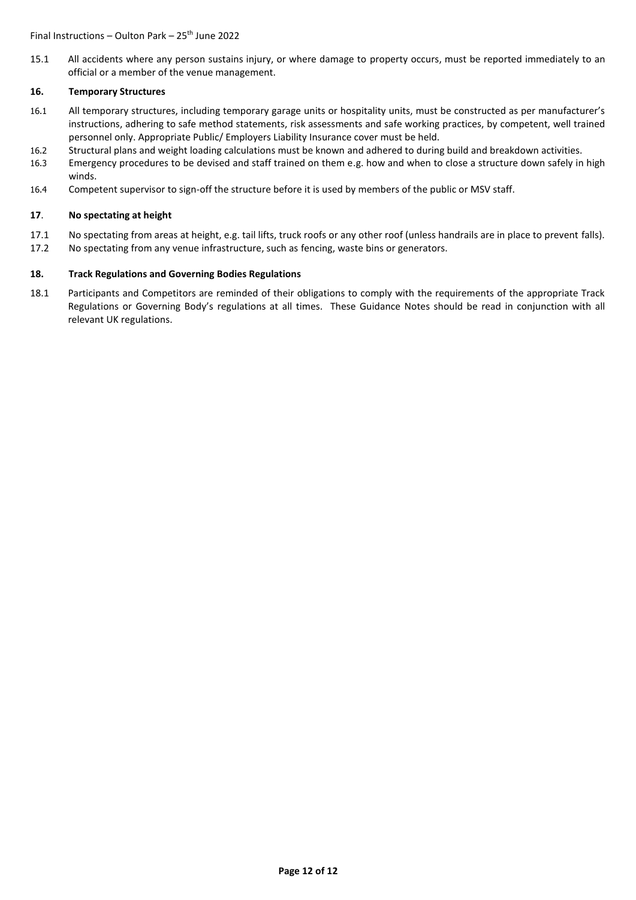15.1 All accidents where any person sustains injury, or where damage to property occurs, must be reported immediately to an official or a member of the venue management.

## 16. Temporary Structures

16.1 All temporary structures, including temporary garage units or hospitality units, must be constructed as per manufacturer's instructions, adhering to safe method statements, risk assessments and safe working practices, by competent, well trained personnel only. Appropriate Public/ Employers Liability Insurance cover must be held.

16.2 Structural plans and weight loading calculations must be known and adhered to during build and breakdown activities.

16.3 Emergency procedures to be devised and staff trained on them e.g. how and when to close a structure down safely in high winds.

16.4 Competent supervisor to sign-off the structure before it is used by members of the public or MSV staff.

## 17. No spectating at height

17.1 No spectating from areas at height, e.g. tail lifts, truck roofs or any other roof (unless handrails are in place to prevent falls).

17.2 No spectating from any venue infrastructure, such as fencing, waste bins or generators.

## 18. Track Regulations and Governing Bodies Regulations

18.1 Participants and Competitors are reminded of their obligations to comply with the requirements of the appropriate Track Regulations or Governing Body's regulations at all times. These Guidance Notes should be read in conjunction with all relevant UK regulations.